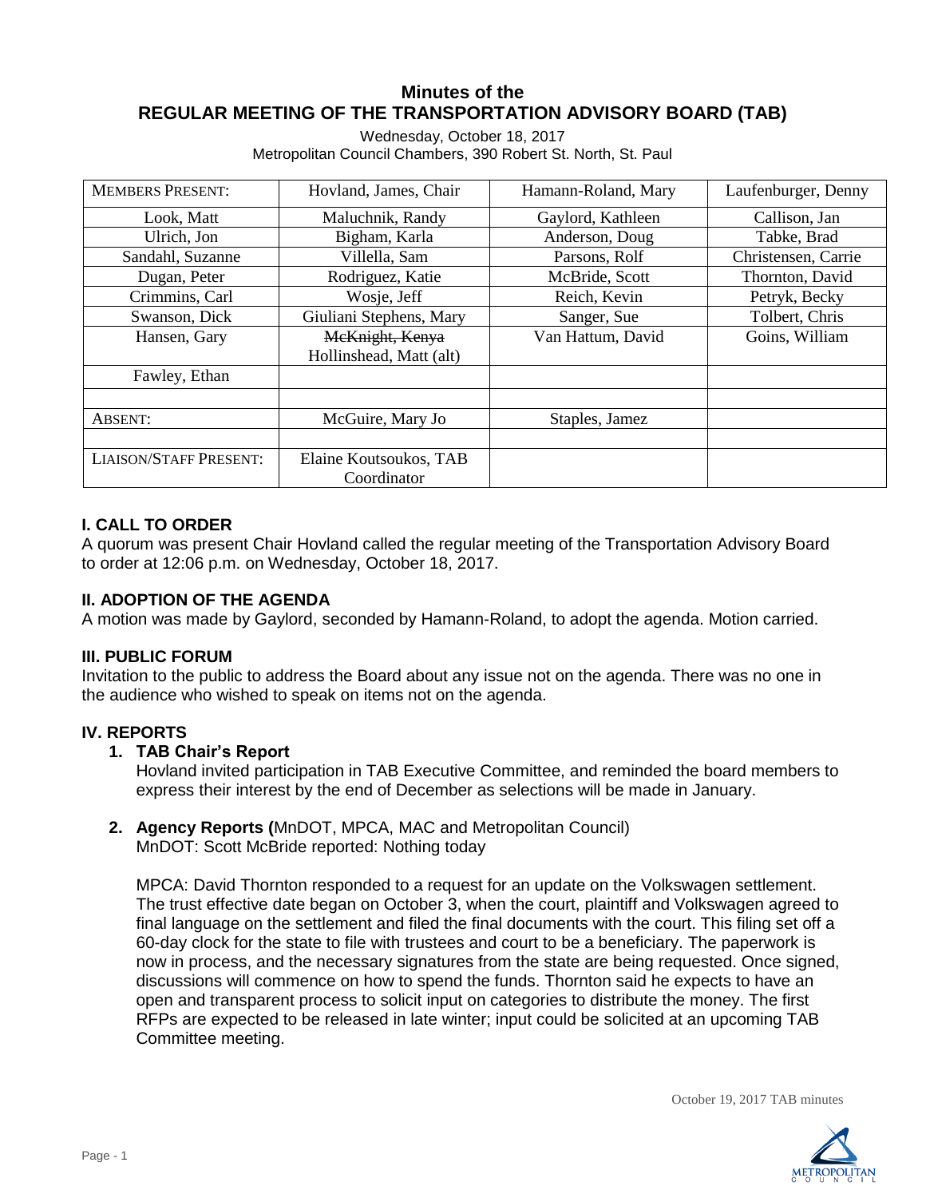# Minutes of the
# REGULAR MEETING OF THE TRANSPORTATION ADVISORY BOARD (TAB)

Wednesday, October 18, 2017
Metropolitan Council Chambers, 390 Robert St. North, St. Paul

| MEMBERS PRESENT: | Hovland, James, Chair | Hamann-Roland, Mary | Laufenburger, Denny |
|---|---|---|---|
| Look, Matt | Maluchnik, Randy | Gaylord, Kathleen | Callison, Jan |
| Ulrich, Jon | Bigham, Karla | Anderson, Doug | Tabke, Brad |
| Sandahl, Suzanne | Villella, Sam | Parsons, Rolf | Christensen, Carrie |
| Dugan, Peter | Rodriguez, Katie | McBride, Scott | Thornton, David |
| Crimmins, Carl | Wosje, Jeff | Reich, Kevin | Petryk, Becky |
| Swanson, Dick | Giuliani Stephens, Mary | Sanger, Sue | Tolbert, Chris |
| Hansen, Gary | ~~McKnight, Kenya~~ Hollinshead, Matt (alt) | Van Hattum, David | Goins, William |
| Fawley, Ethan | | | |
| | | | |
| ABSENT: | McGuire, Mary Jo | Staples, Jamez | |
| | | | |
| LIAISON/STAFF PRESENT: | Elaine Koutsoukos, TAB Coordinator | | |

## I. CALL TO ORDER

A quorum was present Chair Hovland called the regular meeting of the Transportation Advisory Board to order at 12:06 p.m. on Wednesday, October 18, 2017.

## II. ADOPTION OF THE AGENDA

A motion was made by Gaylord, seconded by Hamann-Roland, to adopt the agenda. Motion carried.

## III. PUBLIC FORUM

Invitation to the public to address the Board about any issue not on the agenda. There was no one in the audience who wished to speak on items not on the agenda.

## IV. REPORTS

### 1. TAB Chair's Report

Hovland invited participation in TAB Executive Committee, and reminded the board members to express their interest by the end of December as selections will be made in January.

### 2. Agency Reports (MnDOT, MPCA, MAC and Metropolitan Council)

MnDOT: Scott McBride reported: Nothing today

MPCA: David Thornton responded to a request for an update on the Volkswagen settlement. The trust effective date began on October 3, when the court, plaintiff and Volkswagen agreed to final language on the settlement and filed the final documents with the court. This filing set off a 60-day clock for the state to file with trustees and court to be a beneficiary. The paperwork is now in process, and the necessary signatures from the state are being requested. Once signed, discussions will commence on how to spend the funds. Thornton said he expects to have an open and transparent process to solicit input on categories to distribute the money. The first RFPs are expected to be released in late winter; input could be solicited at an upcoming TAB Committee meeting.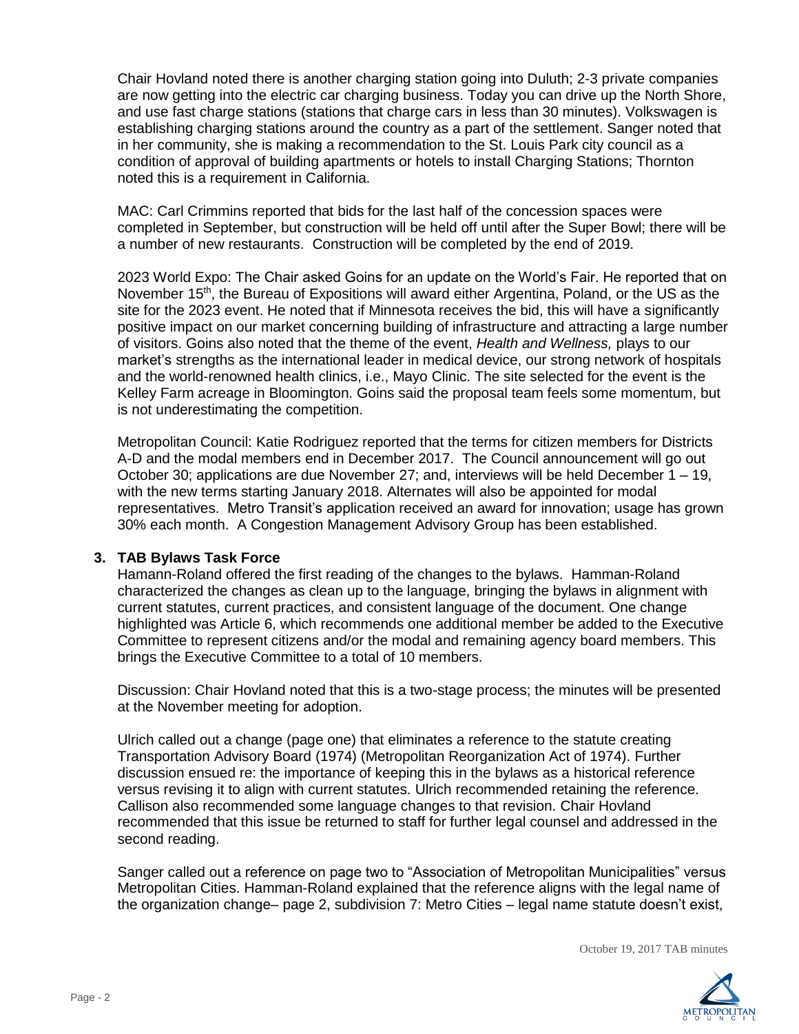Chair Hovland noted there is another charging station going into Duluth; 2-3 private companies are now getting into the electric car charging business. Today you can drive up the North Shore, and use fast charge stations (stations that charge cars in less than 30 minutes). Volkswagen is establishing charging stations around the country as a part of the settlement. Sanger noted that in her community, she is making a recommendation to the St. Louis Park city council as a condition of approval of building apartments or hotels to install Charging Stations; Thornton noted this is a requirement in California.

MAC: Carl Crimmins reported that bids for the last half of the concession spaces were completed in September, but construction will be held off until after the Super Bowl; there will be a number of new restaurants. Construction will be completed by the end of 2019.

2023 World Expo: The Chair asked Goins for an update on the World's Fair. He reported that on November 15th, the Bureau of Expositions will award either Argentina, Poland, or the US as the site for the 2023 event. He noted that if Minnesota receives the bid, this will have a significantly positive impact on our market concerning building of infrastructure and attracting a large number of visitors. Goins also noted that the theme of the event, *Health and Wellness,* plays to our market's strengths as the international leader in medical device, our strong network of hospitals and the world-renowned health clinics, i.e., Mayo Clinic. The site selected for the event is the Kelley Farm acreage in Bloomington. Goins said the proposal team feels some momentum, but is not underestimating the competition.

Metropolitan Council: Katie Rodriguez reported that the terms for citizen members for Districts A-D and the modal members end in December 2017. The Council announcement will go out October 30; applications are due November 27; and, interviews will be held December 1 – 19, with the new terms starting January 2018. Alternates will also be appointed for modal representatives. Metro Transit's application received an award for innovation; usage has grown 30% each month. A Congestion Management Advisory Group has been established.

## 3. TAB Bylaws Task Force

Hamann-Roland offered the first reading of the changes to the bylaws. Hamman-Roland characterized the changes as clean up to the language, bringing the bylaws in alignment with current statutes, current practices, and consistent language of the document. One change highlighted was Article 6, which recommends one additional member be added to the Executive Committee to represent citizens and/or the modal and remaining agency board members. This brings the Executive Committee to a total of 10 members.

Discussion: Chair Hovland noted that this is a two-stage process; the minutes will be presented at the November meeting for adoption.

Ulrich called out a change (page one) that eliminates a reference to the statute creating Transportation Advisory Board (1974) (Metropolitan Reorganization Act of 1974). Further discussion ensued re: the importance of keeping this in the bylaws as a historical reference versus revising it to align with current statutes. Ulrich recommended retaining the reference. Callison also recommended some language changes to that revision. Chair Hovland recommended that this issue be returned to staff for further legal counsel and addressed in the second reading.

Sanger called out a reference on page two to "Association of Metropolitan Municipalities" versus Metropolitan Cities. Hamman-Roland explained that the reference aligns with the legal name of the organization change– page 2, subdivision 7: Metro Cities – legal name statute doesn't exist,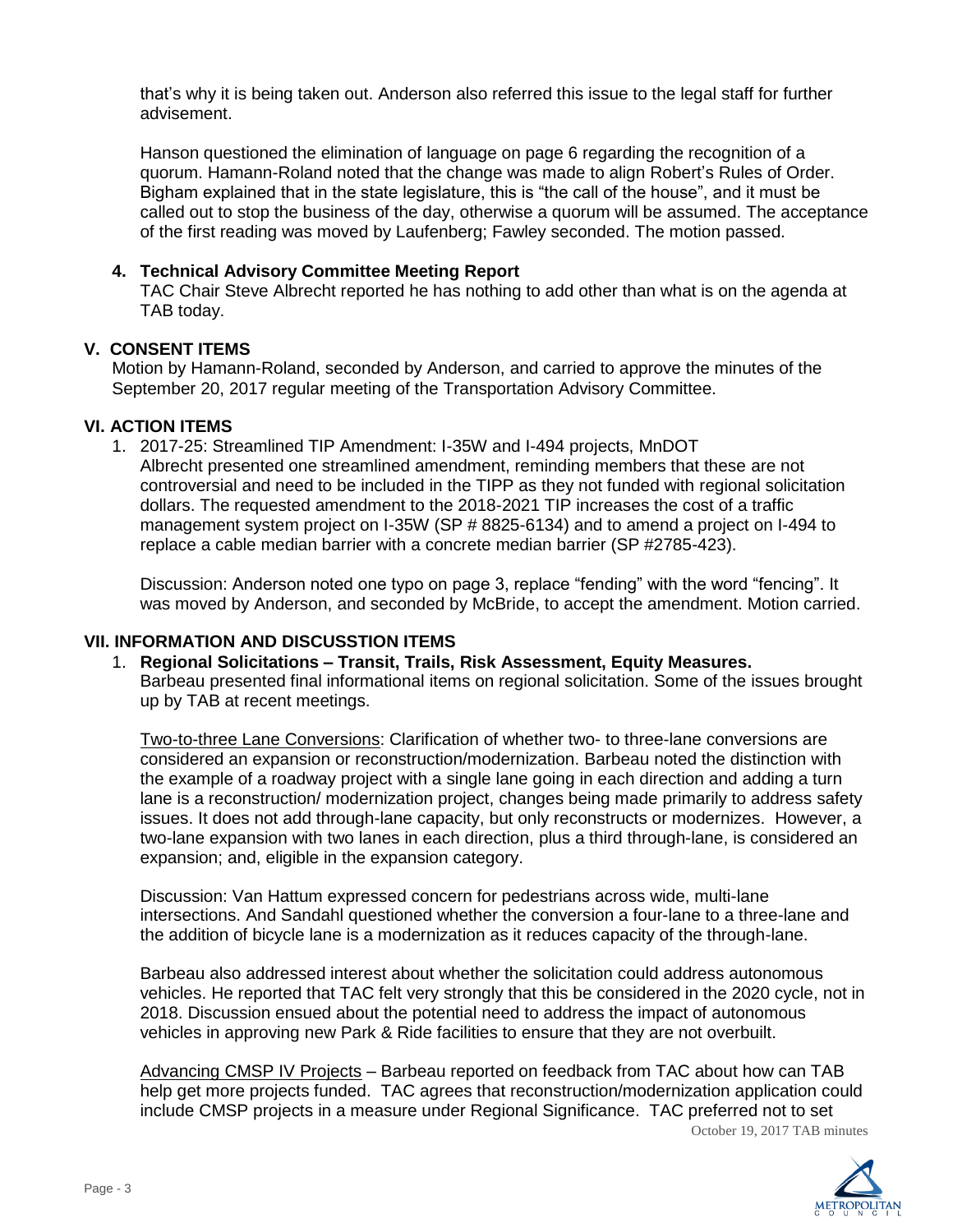that's why it is being taken out. Anderson also referred this issue to the legal staff for further advisement.

Hanson questioned the elimination of language on page 6 regarding the recognition of a quorum. Hamann-Roland noted that the change was made to align Robert's Rules of Order. Bigham explained that in the state legislature, this is "the call of the house", and it must be called out to stop the business of the day, otherwise a quorum will be assumed. The acceptance of the first reading was moved by Laufenberg; Fawley seconded. The motion passed.

**4. Technical Advisory Committee Meeting Report**

TAC Chair Steve Albrecht reported he has nothing to add other than what is on the agenda at TAB today.

## V. CONSENT ITEMS

Motion by Hamann-Roland, seconded by Anderson, and carried to approve the minutes of the September 20, 2017 regular meeting of the Transportation Advisory Committee.

## VI. ACTION ITEMS

1. 2017-25: Streamlined TIP Amendment: I-35W and I-494 projects, MnDOT
   Albrecht presented one streamlined amendment, reminding members that these are not controversial and need to be included in the TIPP as they not funded with regional solicitation dollars. The requested amendment to the 2018-2021 TIP increases the cost of a traffic management system project on I-35W (SP # 8825-6134) and to amend a project on I-494 to replace a cable median barrier with a concrete median barrier (SP #2785-423).

   Discussion: Anderson noted one typo on page 3, replace "fending" with the word "fencing". It was moved by Anderson, and seconded by McBride, to accept the amendment. Motion carried.

## VII. INFORMATION AND DISCUSSTION ITEMS

1. **Regional Solicitations – Transit, Trails, Risk Assessment, Equity Measures.**
   Barbeau presented final informational items on regional solicitation. Some of the issues brought up by TAB at recent meetings.

   Two-to-three Lane Conversions: Clarification of whether two- to three-lane conversions are considered an expansion or reconstruction/modernization. Barbeau noted the distinction with the example of a roadway project with a single lane going in each direction and adding a turn lane is a reconstruction/ modernization project, changes being made primarily to address safety issues. It does not add through-lane capacity, but only reconstructs or modernizes. However, a two-lane expansion with two lanes in each direction, plus a third through-lane, is considered an expansion; and, eligible in the expansion category.

   Discussion: Van Hattum expressed concern for pedestrians across wide, multi-lane intersections. And Sandahl questioned whether the conversion a four-lane to a three-lane and the addition of bicycle lane is a modernization as it reduces capacity of the through-lane.

   Barbeau also addressed interest about whether the solicitation could address autonomous vehicles. He reported that TAC felt very strongly that this be considered in the 2020 cycle, not in 2018. Discussion ensued about the potential need to address the impact of autonomous vehicles in approving new Park & Ride facilities to ensure that they are not overbuilt.

   Advancing CMSP IV Projects – Barbeau reported on feedback from TAC about how can TAB help get more projects funded. TAC agrees that reconstruction/modernization application could include CMSP projects in a measure under Regional Significance. TAC preferred not to set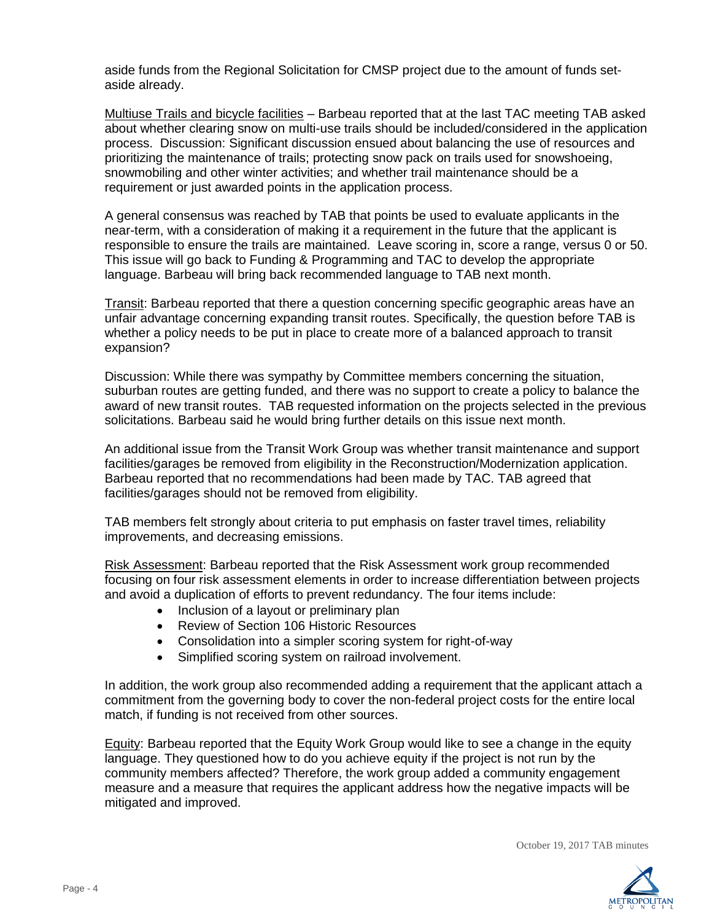aside funds from the Regional Solicitation for CMSP project due to the amount of funds set-aside already.

Multiuse Trails and bicycle facilities – Barbeau reported that at the last TAC meeting TAB asked about whether clearing snow on multi-use trails should be included/considered in the application process. Discussion: Significant discussion ensued about balancing the use of resources and prioritizing the maintenance of trails; protecting snow pack on trails used for snowshoeing, snowmobiling and other winter activities; and whether trail maintenance should be a requirement or just awarded points in the application process.

A general consensus was reached by TAB that points be used to evaluate applicants in the near-term, with a consideration of making it a requirement in the future that the applicant is responsible to ensure the trails are maintained. Leave scoring in, score a range, versus 0 or 50. This issue will go back to Funding & Programming and TAC to develop the appropriate language. Barbeau will bring back recommended language to TAB next month.

Transit: Barbeau reported that there a question concerning specific geographic areas have an unfair advantage concerning expanding transit routes. Specifically, the question before TAB is whether a policy needs to be put in place to create more of a balanced approach to transit expansion?

Discussion: While there was sympathy by Committee members concerning the situation, suburban routes are getting funded, and there was no support to create a policy to balance the award of new transit routes. TAB requested information on the projects selected in the previous solicitations. Barbeau said he would bring further details on this issue next month.

An additional issue from the Transit Work Group was whether transit maintenance and support facilities/garages be removed from eligibility in the Reconstruction/Modernization application. Barbeau reported that no recommendations had been made by TAC. TAB agreed that facilities/garages should not be removed from eligibility.

TAB members felt strongly about criteria to put emphasis on faster travel times, reliability improvements, and decreasing emissions.

Risk Assessment: Barbeau reported that the Risk Assessment work group recommended focusing on four risk assessment elements in order to increase differentiation between projects and avoid a duplication of efforts to prevent redundancy. The four items include:

- Inclusion of a layout or preliminary plan
- Review of Section 106 Historic Resources
- Consolidation into a simpler scoring system for right-of-way
- Simplified scoring system on railroad involvement.

In addition, the work group also recommended adding a requirement that the applicant attach a commitment from the governing body to cover the non-federal project costs for the entire local match, if funding is not received from other sources.

Equity: Barbeau reported that the Equity Work Group would like to see a change in the equity language. They questioned how to do you achieve equity if the project is not run by the community members affected? Therefore, the work group added a community engagement measure and a measure that requires the applicant address how the negative impacts will be mitigated and improved.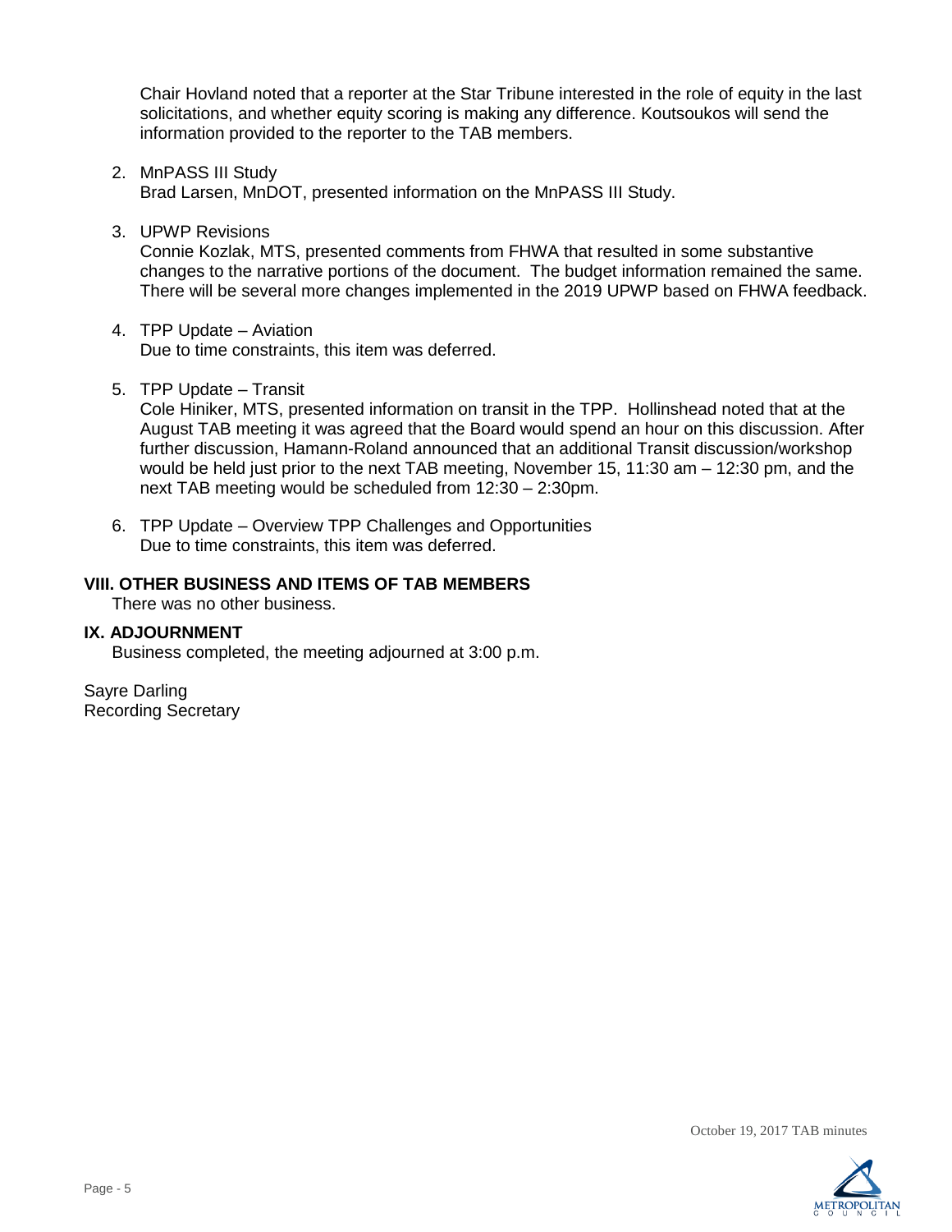Chair Hovland noted that a reporter at the Star Tribune interested in the role of equity in the last solicitations, and whether equity scoring is making any difference. Koutsoukos will send the information provided to the reporter to the TAB members.

2. MnPASS III Study
   Brad Larsen, MnDOT, presented information on the MnPASS III Study.

3. UPWP Revisions
   Connie Kozlak, MTS, presented comments from FHWA that resulted in some substantive changes to the narrative portions of the document. The budget information remained the same. There will be several more changes implemented in the 2019 UPWP based on FHWA feedback.

4. TPP Update – Aviation
   Due to time constraints, this item was deferred.

5. TPP Update – Transit
   Cole Hiniker, MTS, presented information on transit in the TPP. Hollinshead noted that at the August TAB meeting it was agreed that the Board would spend an hour on this discussion. After further discussion, Hamann-Roland announced that an additional Transit discussion/workshop would be held just prior to the next TAB meeting, November 15, 11:30 am – 12:30 pm, and the next TAB meeting would be scheduled from 12:30 – 2:30pm.

6. TPP Update – Overview TPP Challenges and Opportunities
   Due to time constraints, this item was deferred.

## VIII. OTHER BUSINESS AND ITEMS OF TAB MEMBERS

There was no other business.

## IX. ADJOURNMENT

Business completed, the meeting adjourned at 3:00 p.m.

Sayre Darling
Recording Secretary